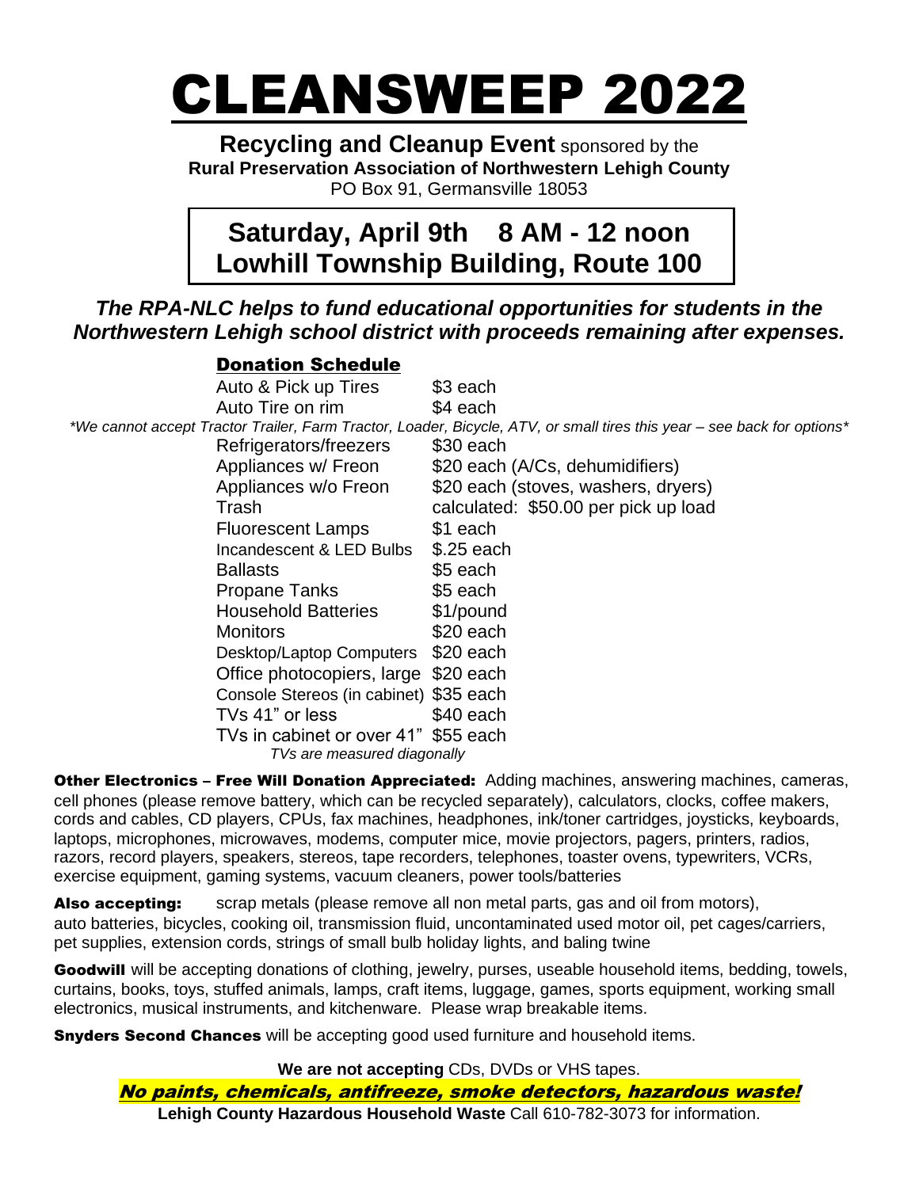# CLEANSWEEP 2022

**Recycling and Cleanup Event** sponsored by the
**Rural Preservation Association of Northwestern Lehigh County**
PO Box 91, Germansville 18053

## Saturday, April 9th   8 AM - 12 noon
## Lowhill Township Building, Route 100

***The RPA-NLC helps to fund educational opportunities for students in the Northwestern Lehigh school district with proceeds remaining after expenses.***

### Donation Schedule

| Item | Donation |
|---|---|
| Auto & Pick up Tires | $3 each |
| Auto Tire on rim | $4 each |

*\*We cannot accept Tractor Trailer, Farm Tractor, Loader, Bicycle, ATV, or small tires this year – see back for options\**

| Item | Donation |
|---|---|
| Refrigerators/freezers | $30 each |
| Appliances w/ Freon | $20 each (A/Cs, dehumidifiers) |
| Appliances w/o Freon | $20 each (stoves, washers, dryers) |
| Trash | calculated: $50.00 per pick up load |
| Fluorescent Lamps | $1 each |
| Incandescent & LED Bulbs | $.25 each |
| Ballasts | $5 each |
| Propane Tanks | $5 each |
| Household Batteries | $1/pound |
| Monitors | $20 each |
| Desktop/Laptop Computers | $20 each |
| Office photocopiers, large | $20 each |
| Console Stereos (in cabinet) | $35 each |
| TVs 41" or less | $40 each |
| TVs in cabinet or over 41" | $55 each |

*TVs are measured diagonally*

**Other Electronics – Free Will Donation Appreciated:** Adding machines, answering machines, cameras, cell phones (please remove battery, which can be recycled separately), calculators, clocks, coffee makers, cords and cables, CD players, CPUs, fax machines, headphones, ink/toner cartridges, joysticks, keyboards, laptops, microphones, microwaves, modems, computer mice, movie projectors, pagers, printers, radios, razors, record players, speakers, stereos, tape recorders, telephones, toaster ovens, typewriters, VCRs, exercise equipment, gaming systems, vacuum cleaners, power tools/batteries

**Also accepting:** scrap metals (please remove all non metal parts, gas and oil from motors), auto batteries, bicycles, cooking oil, transmission fluid, uncontaminated used motor oil, pet cages/carriers, pet supplies, extension cords, strings of small bulb holiday lights, and baling twine

**Goodwill** will be accepting donations of clothing, jewelry, purses, useable household items, bedding, towels, curtains, books, toys, stuffed animals, lamps, craft items, luggage, games, sports equipment, working small electronics, musical instruments, and kitchenware. Please wrap breakable items.

**Snyders Second Chances** will be accepting good used furniture and household items.

**We are not accepting** CDs, DVDs or VHS tapes.

***No paints, chemicals, antifreeze, smoke detectors, hazardous waste!***

**Lehigh County Hazardous Household Waste** Call 610-782-3073 for information.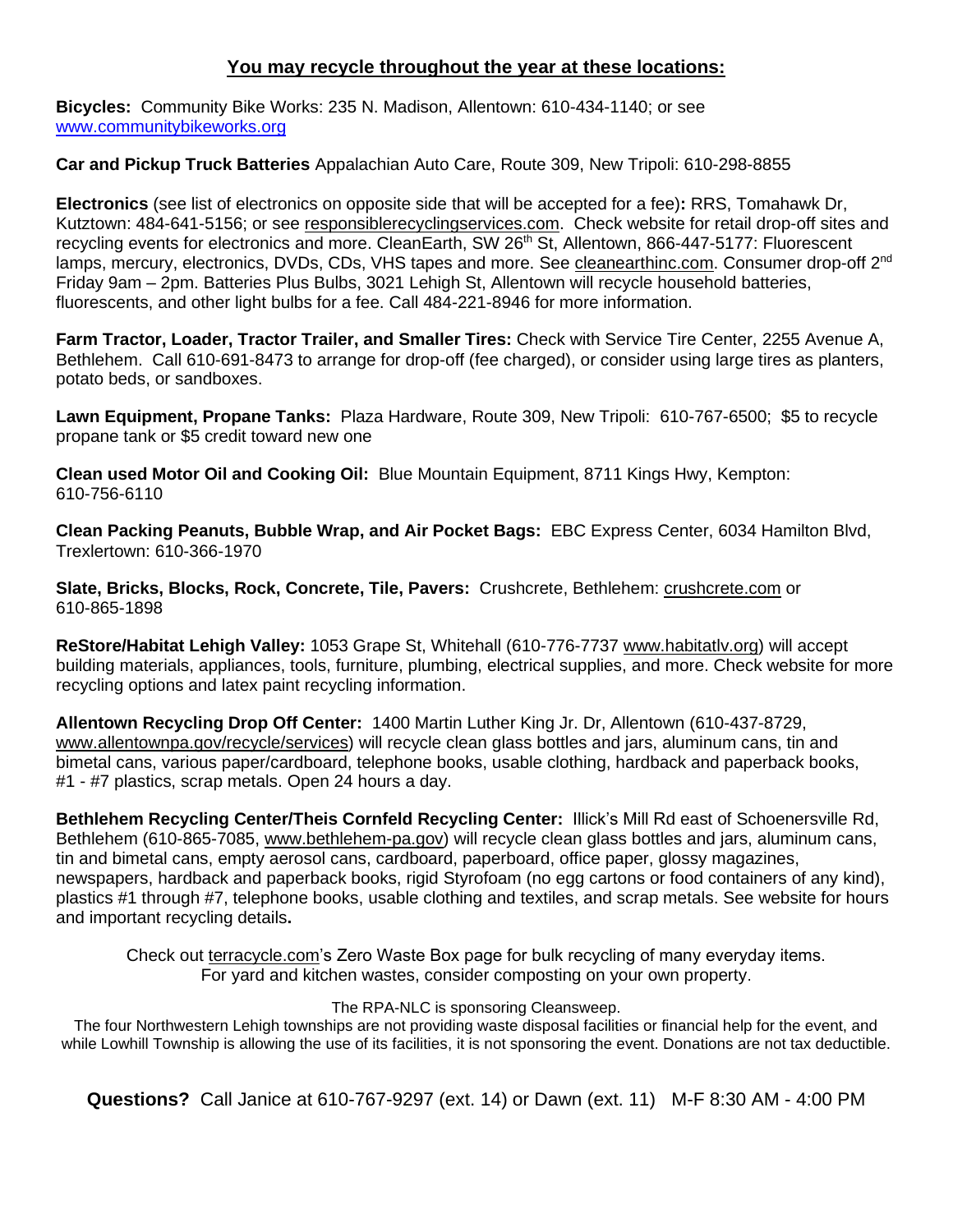## You may recycle throughout the year at these locations:

**Bicycles:** Community Bike Works: 235 N. Madison, Allentown: 610-434-1140; or see www.communitybikeworks.org

**Car and Pickup Truck Batteries** Appalachian Auto Care, Route 309, New Tripoli: 610-298-8855

**Electronics** (see list of electronics on opposite side that will be accepted for a fee)**:** RRS, Tomahawk Dr, Kutztown: 484-641-5156; or see responsiblerecyclingservices.com. Check website for retail drop-off sites and recycling events for electronics and more. CleanEarth, SW 26th St, Allentown, 866-447-5177: Fluorescent lamps, mercury, electronics, DVDs, CDs, VHS tapes and more. See cleanearthinc.com. Consumer drop-off 2nd Friday 9am – 2pm. Batteries Plus Bulbs, 3021 Lehigh St, Allentown will recycle household batteries, fluorescents, and other light bulbs for a fee. Call 484-221-8946 for more information.

**Farm Tractor, Loader, Tractor Trailer, and Smaller Tires:** Check with Service Tire Center, 2255 Avenue A, Bethlehem. Call 610-691-8473 to arrange for drop-off (fee charged), or consider using large tires as planters, potato beds, or sandboxes.

**Lawn Equipment, Propane Tanks:** Plaza Hardware, Route 309, New Tripoli: 610-767-6500; $5 to recycle propane tank or $5 credit toward new one

**Clean used Motor Oil and Cooking Oil:** Blue Mountain Equipment, 8711 Kings Hwy, Kempton: 610-756-6110

**Clean Packing Peanuts, Bubble Wrap, and Air Pocket Bags:** EBC Express Center, 6034 Hamilton Blvd, Trexlertown: 610-366-1970

**Slate, Bricks, Blocks, Rock, Concrete, Tile, Pavers:** Crushcrete, Bethlehem: crushcrete.com or 610-865-1898

**ReStore/Habitat Lehigh Valley:** 1053 Grape St, Whitehall (610-776-7737 www.habitatlv.org) will accept building materials, appliances, tools, furniture, plumbing, electrical supplies, and more. Check website for more recycling options and latex paint recycling information.

**Allentown Recycling Drop Off Center:** 1400 Martin Luther King Jr. Dr, Allentown (610-437-8729, www.allentownpa.gov/recycle/services) will recycle clean glass bottles and jars, aluminum cans, tin and bimetal cans, various paper/cardboard, telephone books, usable clothing, hardback and paperback books, #1 - #7 plastics, scrap metals. Open 24 hours a day.

**Bethlehem Recycling Center/Theis Cornfeld Recycling Center:** Illick's Mill Rd east of Schoenersville Rd, Bethlehem (610-865-7085, www.bethlehem-pa.gov) will recycle clean glass bottles and jars, aluminum cans, tin and bimetal cans, empty aerosol cans, cardboard, paperboard, office paper, glossy magazines, newspapers, hardback and paperback books, rigid Styrofoam (no egg cartons or food containers of any kind), plastics #1 through #7, telephone books, usable clothing and textiles, and scrap metals. See website for hours and important recycling details**.**

Check out terracycle.com's Zero Waste Box page for bulk recycling of many everyday items.
For yard and kitchen wastes, consider composting on your own property.

The RPA-NLC is sponsoring Cleansweep.
The four Northwestern Lehigh townships are not providing waste disposal facilities or financial help for the event, and while Lowhill Township is allowing the use of its facilities, it is not sponsoring the event. Donations are not tax deductible.

**Questions?** Call Janice at 610-767-9297 (ext. 14) or Dawn (ext. 11) M-F 8:30 AM - 4:00 PM